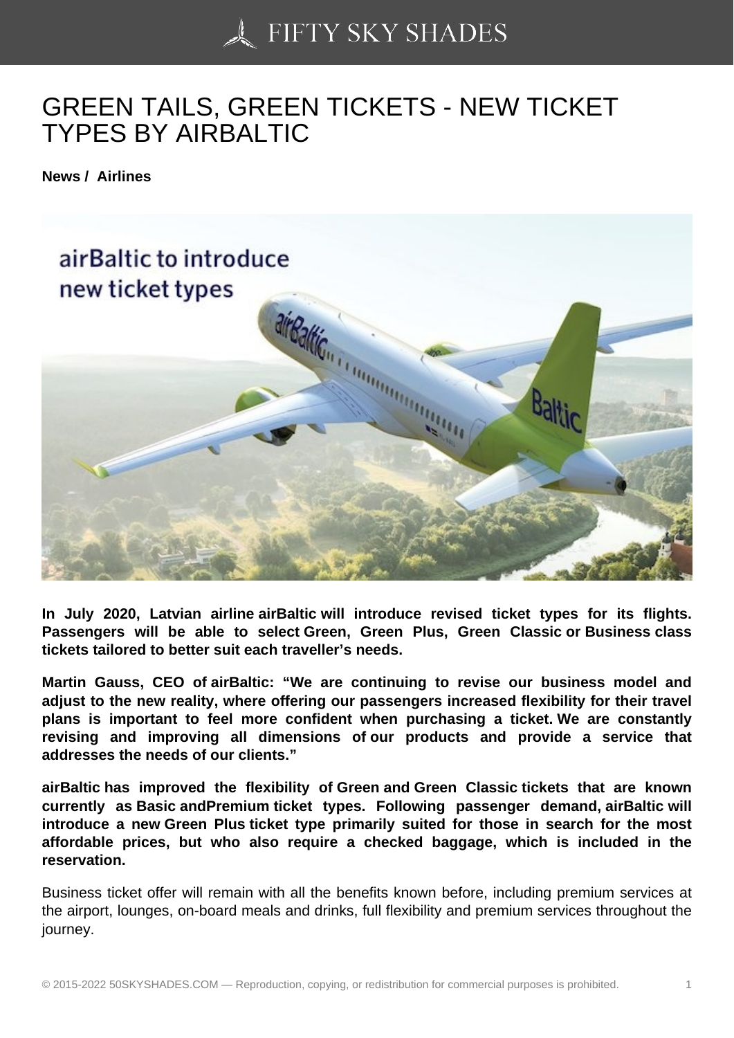# GREEN TAILS, GREEN TICKETS - NEW TICKET TYPES BY AIRBALTIC

**News / Airlines**

**In July 2020, Latvian airline airBaltic will introduce revised ticket types for its flights. Passengers will be able to select Green, Green Plus, Green Classic or Business class tickets tailored to better suit each traveller's needs.**

**Martin Gauss, CEO of airBaltic: "We are continuing to revise our business model and adjust to the new reality, where offering our passengers increased flexibility for their travel plans is important to feel more confident when purchasing a ticket. We are constantly revising and improving all dimensions of our products and provide a service that addresses the needs of our clients."**

**airBaltic has improved the flexibility of Green and Green Classic tickets that are known currently as Basic andPremium ticket types. Following passenger demand, airBaltic will introduce a new Green Plus ticket type primarily suited for those in search for the most affordable prices, but who also require a checked baggage, which is included in the reservation.**

Business ticket offer will remain with all the benefits known before, including premium services at the airport, lounges, on-board meals and drinks, full flexibility and premium services throughout the journey.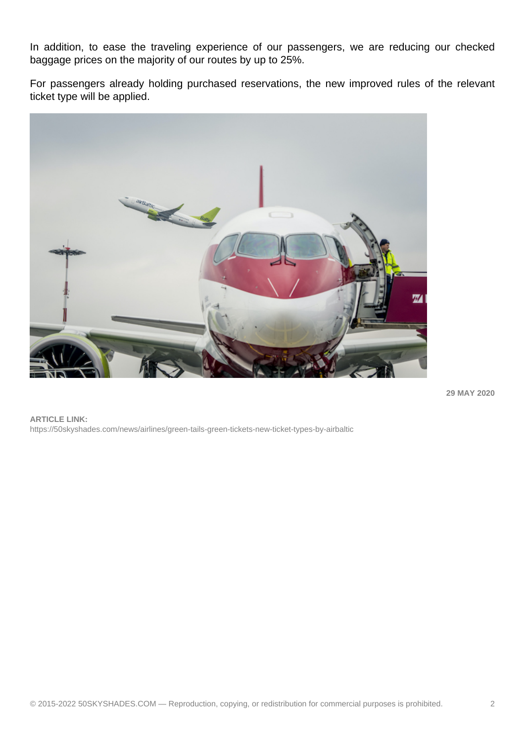In addition, to ease the traveling experience of our passengers, we are reducing our checked baggage prices on the majority of our routes by up to 25%.

For passengers already holding purchased reservations, the new improved rules of the relevant ticket type will be applied.

**29 MAY 2020**

**ARTICLE LINK:**
https://50skyshades.com/news/airlines/green-tails-green-tickets-new-ticket-types-by-airbaltic